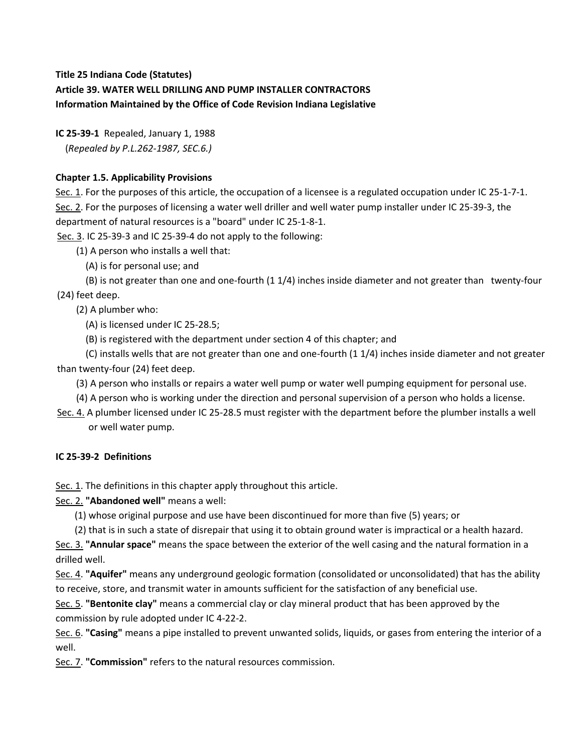**Title 25 Indiana Code (Statutes)**
**Article 39. WATER WELL DRILLING AND PUMP INSTALLER CONTRACTORS**
**Information Maintained by the Office of Code Revision Indiana Legislative**

**IC 25-39-1** Repealed, January 1, 1988
(*Repealed by P.L.262-1987, SEC.6.)*

**Chapter 1.5. Applicability Provisions**

Sec. 1. For the purposes of this article, the occupation of a licensee is a regulated occupation under IC 25-1-7-1.

Sec. 2. For the purposes of licensing a water well driller and well water pump installer under IC 25-39-3, the department of natural resources is a "board" under IC 25-1-8-1.

Sec. 3. IC 25-39-3 and IC 25-39-4 do not apply to the following:

(1) A person who installs a well that:

(A) is for personal use; and

(B) is not greater than one and one-fourth (1 1/4) inches inside diameter and not greater than twenty-four (24) feet deep.

(2) A plumber who:

(A) is licensed under IC 25-28.5;

(B) is registered with the department under section 4 of this chapter; and

(C) installs wells that are not greater than one and one-fourth (1 1/4) inches inside diameter and not greater than twenty-four (24) feet deep.

(3) A person who installs or repairs a water well pump or water well pumping equipment for personal use.

(4) A person who is working under the direction and personal supervision of a person who holds a license.

Sec. 4. A plumber licensed under IC 25-28.5 must register with the department before the plumber installs a well or well water pump.

**IC 25-39-2 Definitions**

Sec. 1. The definitions in this chapter apply throughout this article.

Sec. 2. **"Abandoned well"** means a well:

(1) whose original purpose and use have been discontinued for more than five (5) years; or

(2) that is in such a state of disrepair that using it to obtain ground water is impractical or a health hazard.

Sec. 3. **"Annular space"** means the space between the exterior of the well casing and the natural formation in a drilled well.

Sec. 4. **"Aquifer"** means any underground geologic formation (consolidated or unconsolidated) that has the ability to receive, store, and transmit water in amounts sufficient for the satisfaction of any beneficial use.

Sec. 5. **"Bentonite clay"** means a commercial clay or clay mineral product that has been approved by the commission by rule adopted under IC 4-22-2.

Sec. 6. **"Casing"** means a pipe installed to prevent unwanted solids, liquids, or gases from entering the interior of a well.

Sec. 7. **"Commission"** refers to the natural resources commission.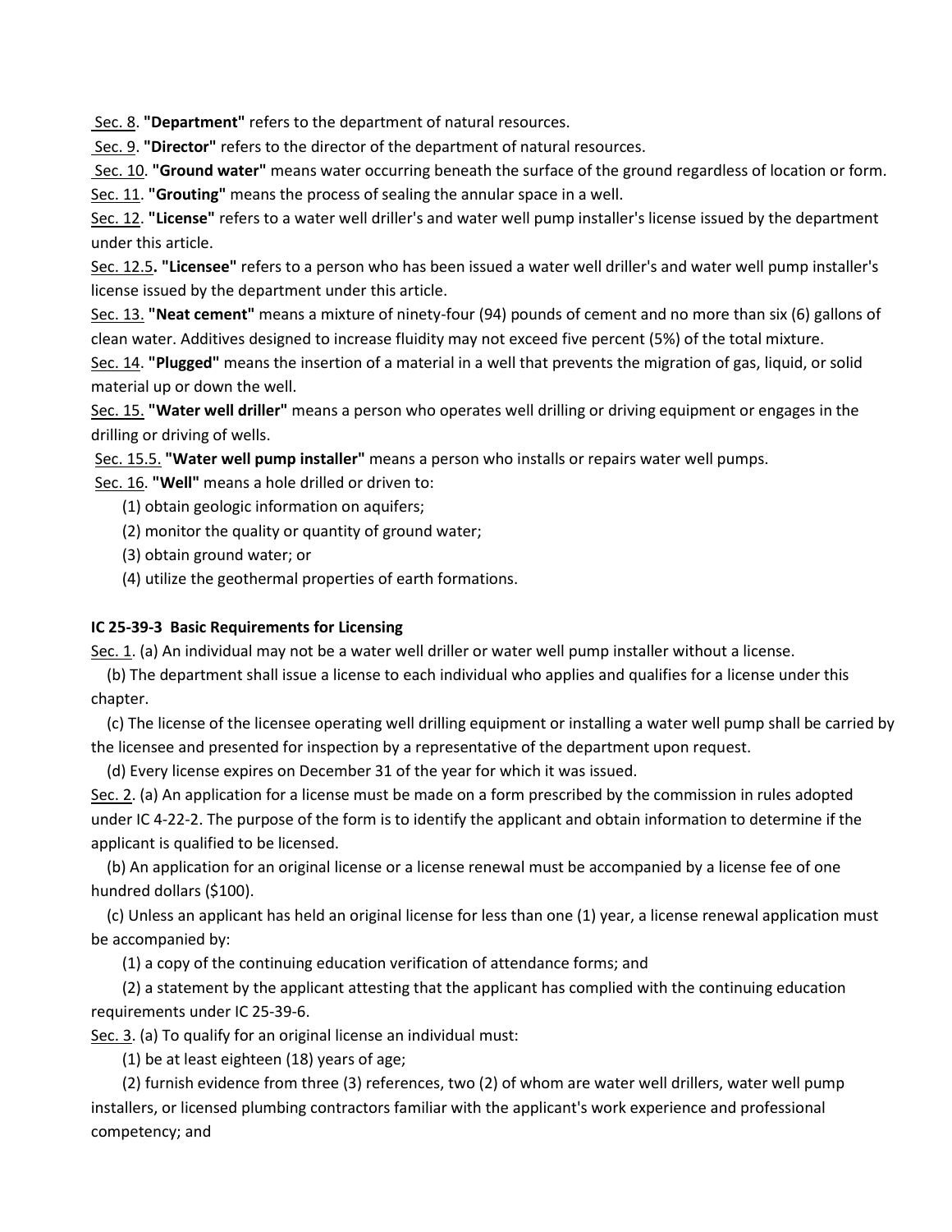Sec. 8. **"Department"** refers to the department of natural resources.

Sec. 9. **"Director"** refers to the director of the department of natural resources.

Sec. 10. **"Ground water"** means water occurring beneath the surface of the ground regardless of location or form.

Sec. 11. **"Grouting"** means the process of sealing the annular space in a well.

Sec. 12. **"License"** refers to a water well driller's and water well pump installer's license issued by the department under this article.

Sec. 12.5**. "Licensee"** refers to a person who has been issued a water well driller's and water well pump installer's license issued by the department under this article.

Sec. 13. **"Neat cement"** means a mixture of ninety-four (94) pounds of cement and no more than six (6) gallons of clean water. Additives designed to increase fluidity may not exceed five percent (5%) of the total mixture.

Sec. 14. **"Plugged"** means the insertion of a material in a well that prevents the migration of gas, liquid, or solid material up or down the well.

Sec. 15. **"Water well driller"** means a person who operates well drilling or driving equipment or engages in the drilling or driving of wells.

Sec. 15.5. **"Water well pump installer"** means a person who installs or repairs water well pumps.

Sec. 16. **"Well"** means a hole drilled or driven to:

(1) obtain geologic information on aquifers;

(2) monitor the quality or quantity of ground water;

(3) obtain ground water; or

(4) utilize the geothermal properties of earth formations.

**IC 25-39-3 Basic Requirements for Licensing**

Sec. 1. (a) An individual may not be a water well driller or water well pump installer without a license.

(b) The department shall issue a license to each individual who applies and qualifies for a license under this chapter.

(c) The license of the licensee operating well drilling equipment or installing a water well pump shall be carried by the licensee and presented for inspection by a representative of the department upon request.

(d) Every license expires on December 31 of the year for which it was issued.

Sec. 2. (a) An application for a license must be made on a form prescribed by the commission in rules adopted under IC 4-22-2. The purpose of the form is to identify the applicant and obtain information to determine if the applicant is qualified to be licensed.

(b) An application for an original license or a license renewal must be accompanied by a license fee of one hundred dollars ($100).

(c) Unless an applicant has held an original license for less than one (1) year, a license renewal application must be accompanied by:

(1) a copy of the continuing education verification of attendance forms; and

(2) a statement by the applicant attesting that the applicant has complied with the continuing education requirements under IC 25-39-6.

Sec. 3. (a) To qualify for an original license an individual must:

(1) be at least eighteen (18) years of age;

(2) furnish evidence from three (3) references, two (2) of whom are water well drillers, water well pump installers, or licensed plumbing contractors familiar with the applicant's work experience and professional competency; and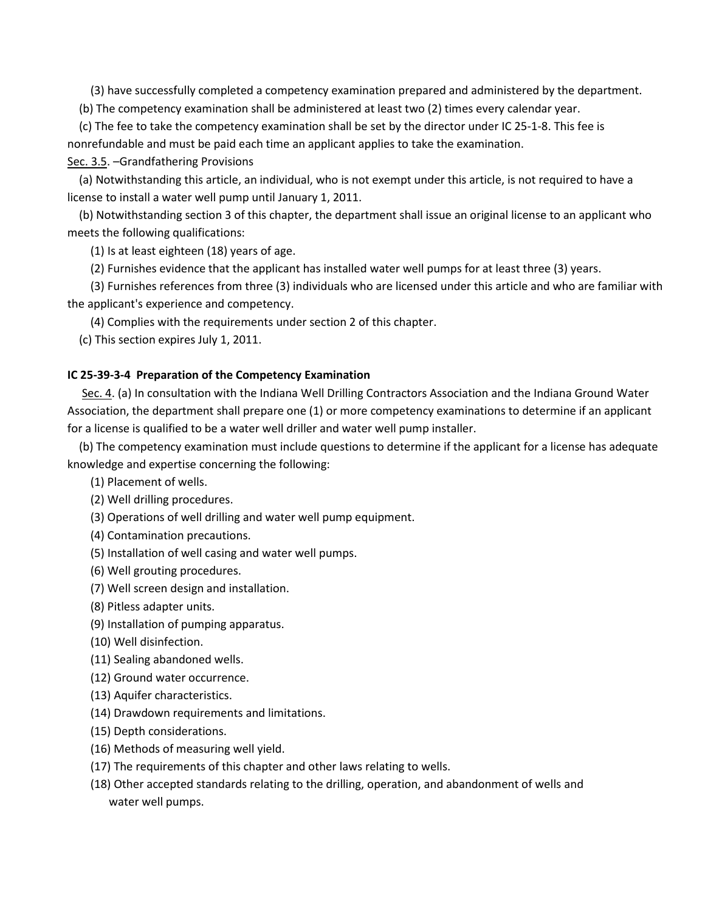(3) have successfully completed a competency examination prepared and administered by the department.

(b) The competency examination shall be administered at least two (2) times every calendar year.

(c) The fee to take the competency examination shall be set by the director under IC 25-1-8. This fee is nonrefundable and must be paid each time an applicant applies to take the examination.

Sec. 3.5. –Grandfathering Provisions

(a) Notwithstanding this article, an individual, who is not exempt under this article, is not required to have a license to install a water well pump until January 1, 2011.

(b) Notwithstanding section 3 of this chapter, the department shall issue an original license to an applicant who meets the following qualifications:

(1) Is at least eighteen (18) years of age.

(2) Furnishes evidence that the applicant has installed water well pumps for at least three (3) years.

(3) Furnishes references from three (3) individuals who are licensed under this article and who are familiar with the applicant's experience and competency.

(4) Complies with the requirements under section 2 of this chapter.

(c) This section expires July 1, 2011.

**IC 25-39-3-4 Preparation of the Competency Examination**

Sec. 4. (a) In consultation with the Indiana Well Drilling Contractors Association and the Indiana Ground Water Association, the department shall prepare one (1) or more competency examinations to determine if an applicant for a license is qualified to be a water well driller and water well pump installer.

(b) The competency examination must include questions to determine if the applicant for a license has adequate knowledge and expertise concerning the following:

(1) Placement of wells.

(2) Well drilling procedures.

(3) Operations of well drilling and water well pump equipment.

(4) Contamination precautions.

(5) Installation of well casing and water well pumps.

(6) Well grouting procedures.

(7) Well screen design and installation.

(8) Pitless adapter units.

(9) Installation of pumping apparatus.

(10) Well disinfection.

(11) Sealing abandoned wells.

(12) Ground water occurrence.

(13) Aquifer characteristics.

(14) Drawdown requirements and limitations.

(15) Depth considerations.

(16) Methods of measuring well yield.

(17) The requirements of this chapter and other laws relating to wells.

(18) Other accepted standards relating to the drilling, operation, and abandonment of wells and water well pumps.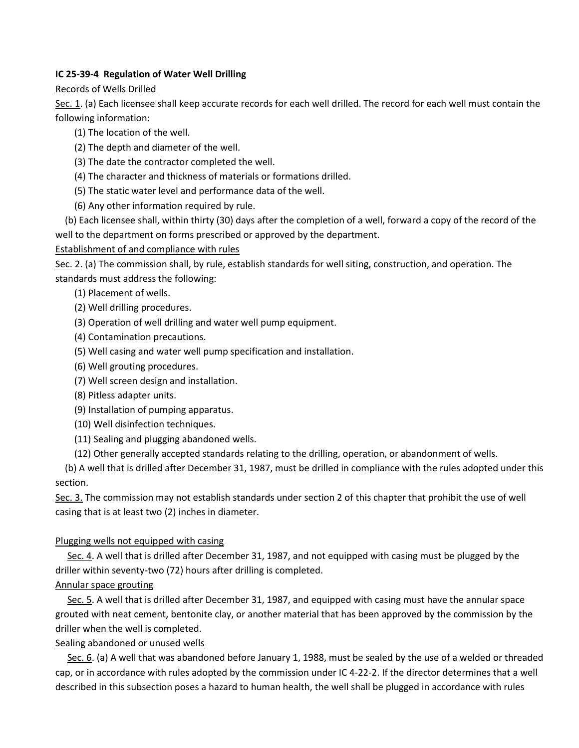**IC 25-39-4 Regulation of Water Well Drilling**

Records of Wells Drilled

Sec. 1. (a) Each licensee shall keep accurate records for each well drilled. The record for each well must contain the following information:

(1) The location of the well.

(2) The depth and diameter of the well.

(3) The date the contractor completed the well.

(4) The character and thickness of materials or formations drilled.

(5) The static water level and performance data of the well.

(6) Any other information required by rule.

(b) Each licensee shall, within thirty (30) days after the completion of a well, forward a copy of the record of the well to the department on forms prescribed or approved by the department.

Establishment of and compliance with rules

Sec. 2. (a) The commission shall, by rule, establish standards for well siting, construction, and operation. The standards must address the following:

(1) Placement of wells.

(2) Well drilling procedures.

(3) Operation of well drilling and water well pump equipment.

(4) Contamination precautions.

(5) Well casing and water well pump specification and installation.

(6) Well grouting procedures.

(7) Well screen design and installation.

(8) Pitless adapter units.

(9) Installation of pumping apparatus.

(10) Well disinfection techniques.

(11) Sealing and plugging abandoned wells.

(12) Other generally accepted standards relating to the drilling, operation, or abandonment of wells.

(b) A well that is drilled after December 31, 1987, must be drilled in compliance with the rules adopted under this section.

Sec. 3. The commission may not establish standards under section 2 of this chapter that prohibit the use of well casing that is at least two (2) inches in diameter.

Plugging wells not equipped with casing

Sec. 4. A well that is drilled after December 31, 1987, and not equipped with casing must be plugged by the driller within seventy-two (72) hours after drilling is completed.

Annular space grouting

Sec. 5. A well that is drilled after December 31, 1987, and equipped with casing must have the annular space grouted with neat cement, bentonite clay, or another material that has been approved by the commission by the driller when the well is completed.

Sealing abandoned or unused wells

Sec. 6. (a) A well that was abandoned before January 1, 1988, must be sealed by the use of a welded or threaded cap, or in accordance with rules adopted by the commission under IC 4-22-2. If the director determines that a well described in this subsection poses a hazard to human health, the well shall be plugged in accordance with rules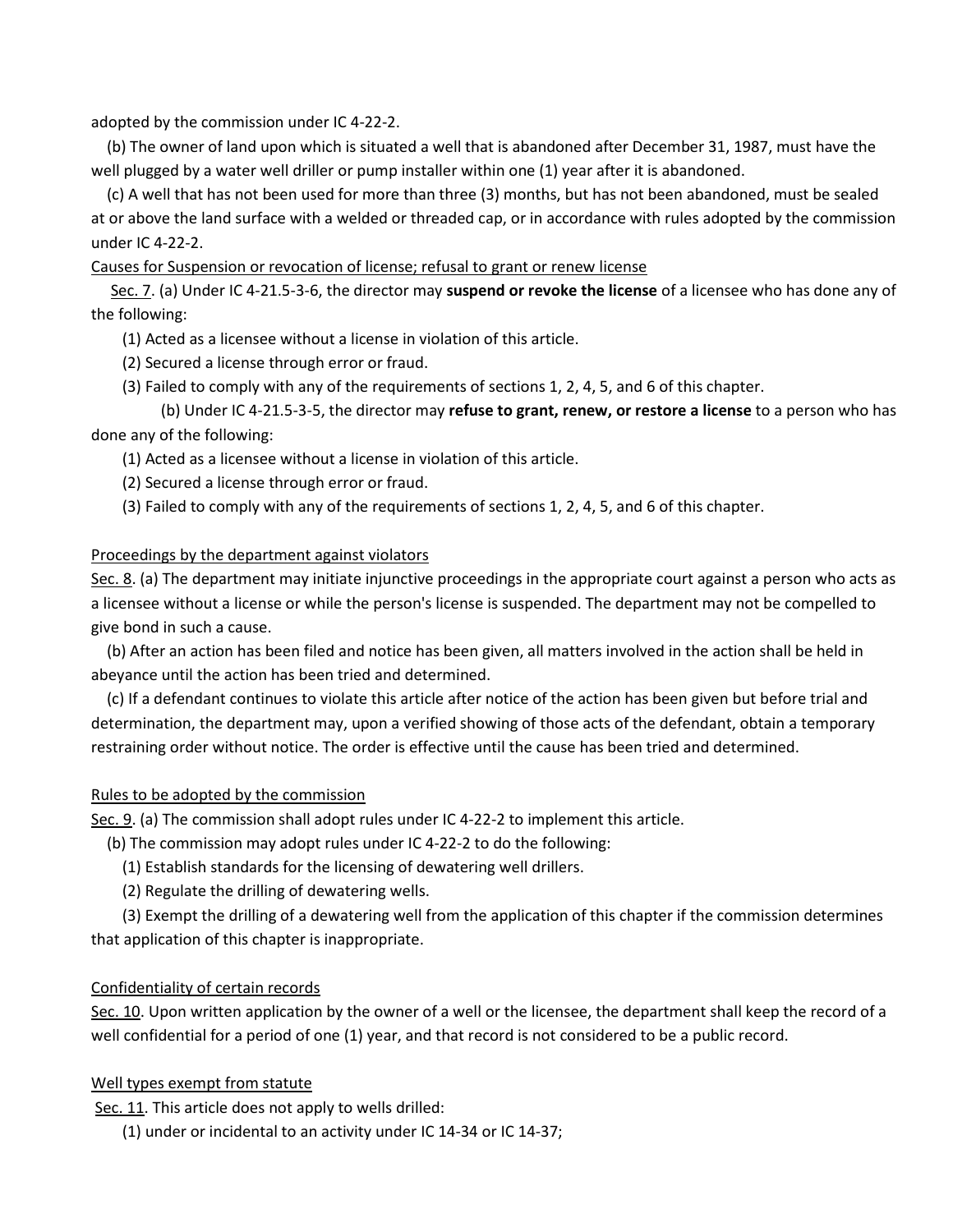adopted by the commission under IC 4-22-2.

(b) The owner of land upon which is situated a well that is abandoned after December 31, 1987, must have the well plugged by a water well driller or pump installer within one (1) year after it is abandoned.

(c) A well that has not been used for more than three (3) months, but has not been abandoned, must be sealed at or above the land surface with a welded or threaded cap, or in accordance with rules adopted by the commission under IC 4-22-2.

<u>Causes for Suspension or revocation of license; refusal to grant or renew license</u>

<u>Sec. 7</u>. (a) Under IC 4-21.5-3-6, the director may **suspend or revoke the license** of a licensee who has done any of the following:

(1) Acted as a licensee without a license in violation of this article.

(2) Secured a license through error or fraud.

(3) Failed to comply with any of the requirements of sections 1, 2, 4, 5, and 6 of this chapter.

(b) Under IC 4-21.5-3-5, the director may **refuse to grant, renew, or restore a license** to a person who has done any of the following:

(1) Acted as a licensee without a license in violation of this article.

(2) Secured a license through error or fraud.

(3) Failed to comply with any of the requirements of sections 1, 2, 4, 5, and 6 of this chapter.

<u>Proceedings by the department against violators</u>

<u>Sec. 8</u>. (a) The department may initiate injunctive proceedings in the appropriate court against a person who acts as a licensee without a license or while the person's license is suspended. The department may not be compelled to give bond in such a cause.

(b) After an action has been filed and notice has been given, all matters involved in the action shall be held in abeyance until the action has been tried and determined.

(c) If a defendant continues to violate this article after notice of the action has been given but before trial and determination, the department may, upon a verified showing of those acts of the defendant, obtain a temporary restraining order without notice. The order is effective until the cause has been tried and determined.

<u>Rules to be adopted by the commission</u>

<u>Sec. 9</u>. (a) The commission shall adopt rules under IC 4-22-2 to implement this article.

(b) The commission may adopt rules under IC 4-22-2 to do the following:

(1) Establish standards for the licensing of dewatering well drillers.

(2) Regulate the drilling of dewatering wells.

(3) Exempt the drilling of a dewatering well from the application of this chapter if the commission determines that application of this chapter is inappropriate.

<u>Confidentiality of certain records</u>

<u>Sec. 10</u>. Upon written application by the owner of a well or the licensee, the department shall keep the record of a well confidential for a period of one (1) year, and that record is not considered to be a public record.

<u>Well types exempt from statute</u>

<u>Sec. 11</u>. This article does not apply to wells drilled:

(1) under or incidental to an activity under IC 14-34 or IC 14-37;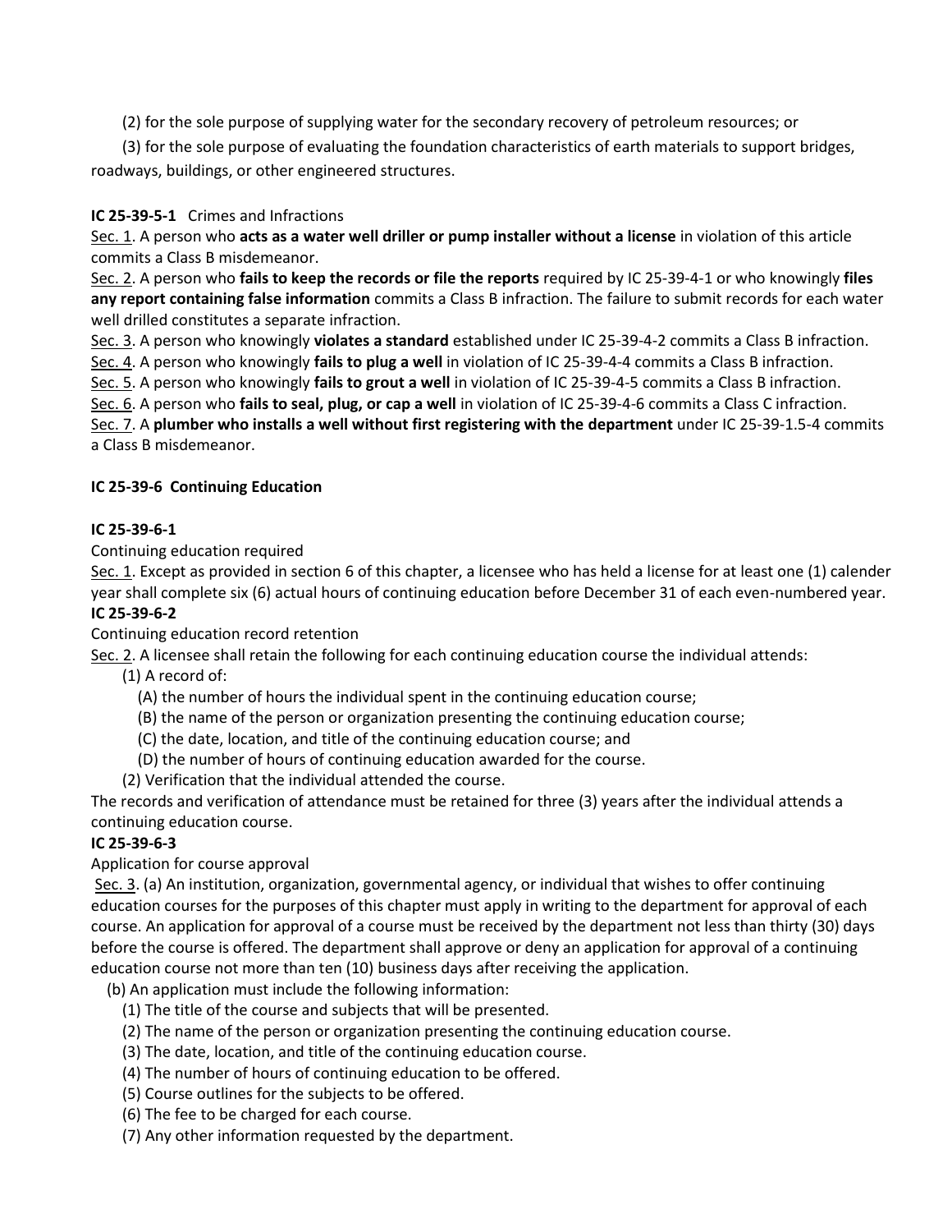(2) for the sole purpose of supplying water for the secondary recovery of petroleum resources; or

(3) for the sole purpose of evaluating the foundation characteristics of earth materials to support bridges, roadways, buildings, or other engineered structures.

**IC 25-39-5-1** Crimes and Infractions

Sec. 1. A person who **acts as a water well driller or pump installer without a license** in violation of this article commits a Class B misdemeanor.

Sec. 2. A person who **fails to keep the records or file the reports** required by IC 25-39-4-1 or who knowingly **files any report containing false information** commits a Class B infraction. The failure to submit records for each water well drilled constitutes a separate infraction.

Sec. 3. A person who knowingly **violates a standard** established under IC 25-39-4-2 commits a Class B infraction.

Sec. 4. A person who knowingly **fails to plug a well** in violation of IC 25-39-4-4 commits a Class B infraction.

Sec. 5. A person who knowingly **fails to grout a well** in violation of IC 25-39-4-5 commits a Class B infraction.

Sec. 6. A person who **fails to seal, plug, or cap a well** in violation of IC 25-39-4-6 commits a Class C infraction.

Sec. 7. A **plumber who installs a well without first registering with the department** under IC 25-39-1.5-4 commits a Class B misdemeanor.

**IC 25-39-6 Continuing Education**

**IC 25-39-6-1**

Continuing education required

Sec. 1. Except as provided in section 6 of this chapter, a licensee who has held a license for at least one (1) calender year shall complete six (6) actual hours of continuing education before December 31 of each even-numbered year.

**IC 25-39-6-2**

Continuing education record retention

Sec. 2. A licensee shall retain the following for each continuing education course the individual attends:

(1) A record of:

(A) the number of hours the individual spent in the continuing education course;

(B) the name of the person or organization presenting the continuing education course;

(C) the date, location, and title of the continuing education course; and

(D) the number of hours of continuing education awarded for the course.

(2) Verification that the individual attended the course.

The records and verification of attendance must be retained for three (3) years after the individual attends a continuing education course.

**IC 25-39-6-3**

Application for course approval

Sec. 3. (a) An institution, organization, governmental agency, or individual that wishes to offer continuing education courses for the purposes of this chapter must apply in writing to the department for approval of each course. An application for approval of a course must be received by the department not less than thirty (30) days before the course is offered. The department shall approve or deny an application for approval of a continuing education course not more than ten (10) business days after receiving the application.

(b) An application must include the following information:

(1) The title of the course and subjects that will be presented.

(2) The name of the person or organization presenting the continuing education course.

(3) The date, location, and title of the continuing education course.

(4) The number of hours of continuing education to be offered.

(5) Course outlines for the subjects to be offered.

(6) The fee to be charged for each course.

(7) Any other information requested by the department.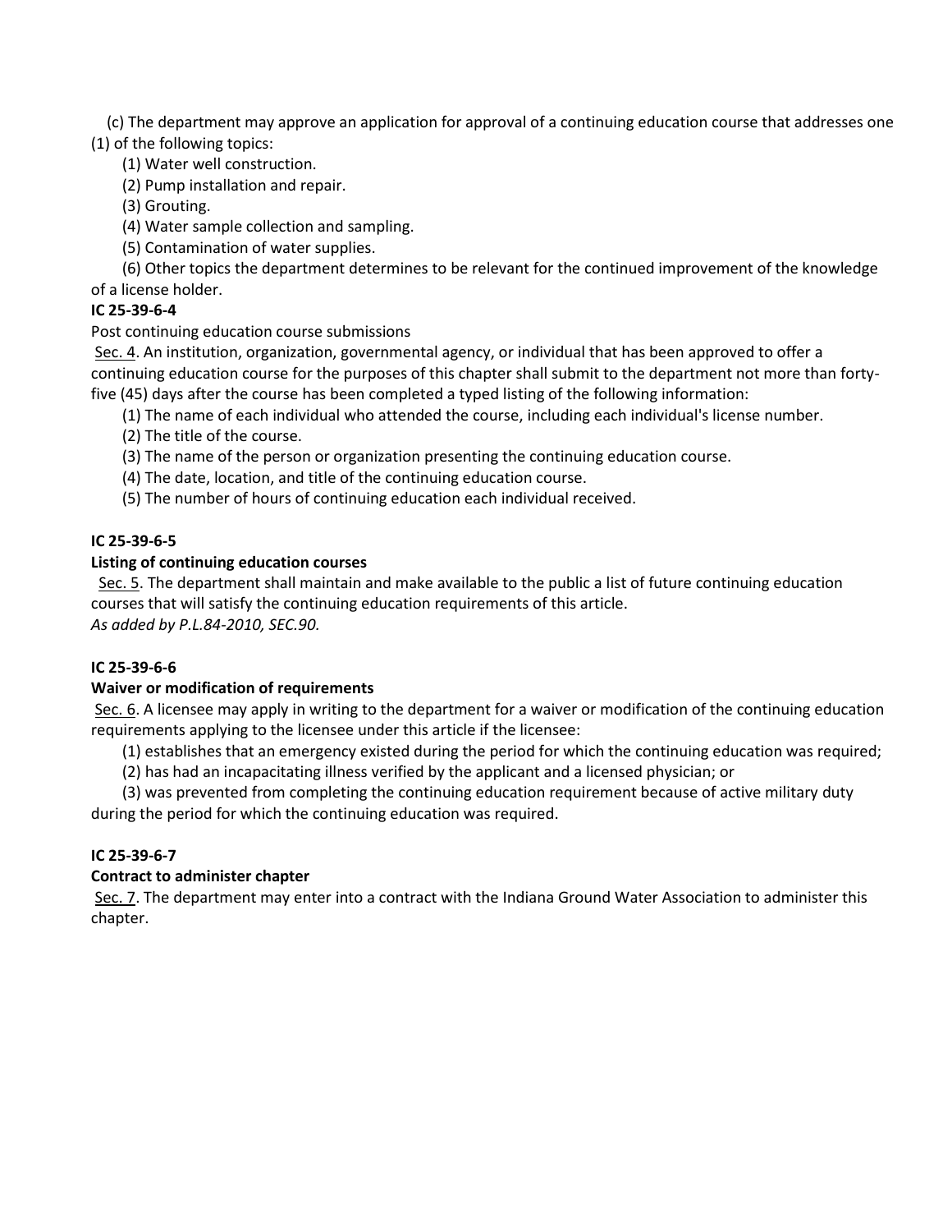(c) The department may approve an application for approval of a continuing education course that addresses one (1) of the following topics:

(1) Water well construction.

(2) Pump installation and repair.

(3) Grouting.

(4) Water sample collection and sampling.

(5) Contamination of water supplies.

(6) Other topics the department determines to be relevant for the continued improvement of the knowledge of a license holder.

**IC 25-39-6-4**

Post continuing education course submissions

Sec. 4. An institution, organization, governmental agency, or individual that has been approved to offer a continuing education course for the purposes of this chapter shall submit to the department not more than forty-five (45) days after the course has been completed a typed listing of the following information:

(1) The name of each individual who attended the course, including each individual's license number.

(2) The title of the course.

(3) The name of the person or organization presenting the continuing education course.

(4) The date, location, and title of the continuing education course.

(5) The number of hours of continuing education each individual received.

**IC 25-39-6-5**

**Listing of continuing education courses**

Sec. 5. The department shall maintain and make available to the public a list of future continuing education courses that will satisfy the continuing education requirements of this article.

*As added by P.L.84-2010, SEC.90.*

**IC 25-39-6-6**

**Waiver or modification of requirements**

Sec. 6. A licensee may apply in writing to the department for a waiver or modification of the continuing education requirements applying to the licensee under this article if the licensee:

(1) establishes that an emergency existed during the period for which the continuing education was required;

(2) has had an incapacitating illness verified by the applicant and a licensed physician; or

(3) was prevented from completing the continuing education requirement because of active military duty during the period for which the continuing education was required.

**IC 25-39-6-7**

**Contract to administer chapter**

Sec. 7. The department may enter into a contract with the Indiana Ground Water Association to administer this chapter.